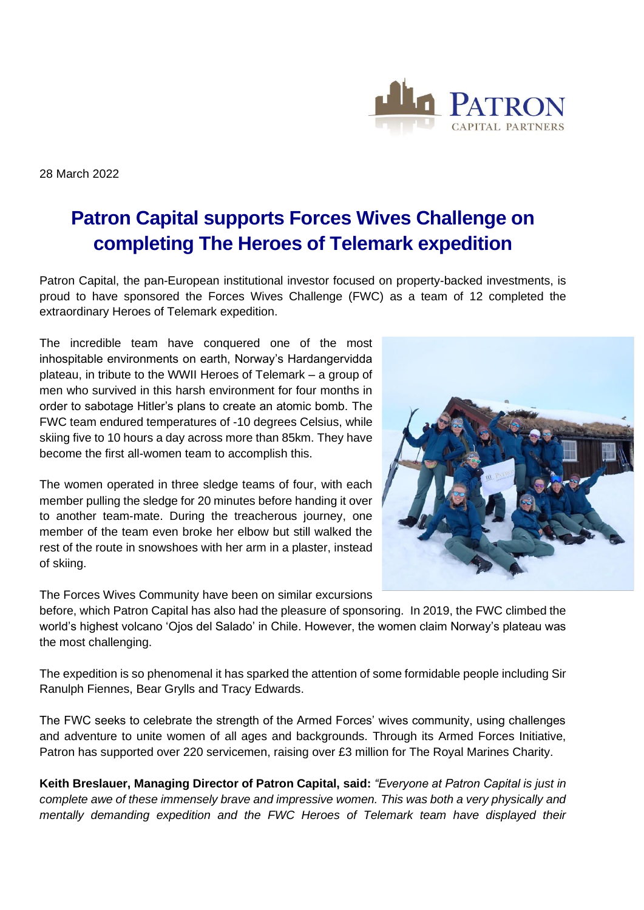28 March 2022

# Patron Capital supports Forces Wives Challenge on completing The Heroes of Telemark expedition

Patron Capital, the pan-European institutional investor focused on property-backed investments, is proud to have sponsored the Forces Wives Challenge (FWC) as a team of 12 completed the extraordinary Heroes of Telemark expedition.

The incredible team have conquered one of the most inhospitable environments on earth, Norway's Hardangervidda plateau, in tribute to the WWII Heroes of Telemark – a group of men who survived in this harsh environment for four months in order to sabotage Hitler's plans to create an atomic bomb. The FWC team endured temperatures of -10 degrees Celsius, while skiing five to 10 hours a day across more than 85km. They have become the first all-women team to accomplish this.

The women operated in three sledge teams of four, with each member pulling the sledge for 20 minutes before handing it over to another team-mate. During the treacherous journey, one member of the team even broke her elbow but still walked the rest of the route in snowshoes with her arm in a plaster, instead of skiing.

The Forces Wives Community have been on similar excursions before, which Patron Capital has also had the pleasure of sponsoring. In 2019, the FWC climbed the world's highest volcano 'Ojos del Salado' in Chile. However, the women claim Norway's plateau was the most challenging.

The expedition is so phenomenal it has sparked the attention of some formidable people including Sir Ranulph Fiennes, Bear Grylls and Tracy Edwards.

The FWC seeks to celebrate the strength of the Armed Forces' wives community, using challenges and adventure to unite women of all ages and backgrounds. Through its Armed Forces Initiative, Patron has supported over 220 servicemen, raising over £3 million for The Royal Marines Charity.

**Keith Breslauer, Managing Director of Patron Capital, said:** *"Everyone at Patron Capital is just in complete awe of these immensely brave and impressive women. This was both a very physically and mentally demanding expedition and the FWC Heroes of Telemark team have displayed their*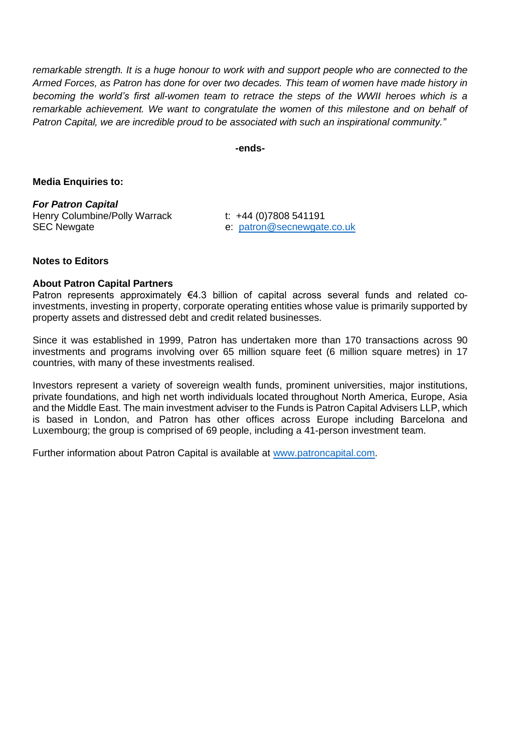*remarkable strength. It is a huge honour to work with and support people who are connected to the Armed Forces, as Patron has done for over two decades. This team of women have made history in becoming the world's first all-women team to retrace the steps of the WWII heroes which is a remarkable achievement. We want to congratulate the women of this milestone and on behalf of Patron Capital, we are incredible proud to be associated with such an inspirational community."*

**-ends-**

**Media Enquiries to:**

***For Patron Capital***

Henry Columbine/Polly Warrack  
SEC Newgate

t: +44 (0)7808 541191  
e: patron@secnewgate.co.uk

**Notes to Editors**

**About Patron Capital Partners**

Patron represents approximately €4.3 billion of capital across several funds and related co-investments, investing in property, corporate operating entities whose value is primarily supported by property assets and distressed debt and credit related businesses.

Since it was established in 1999, Patron has undertaken more than 170 transactions across 90 investments and programs involving over 65 million square feet (6 million square metres) in 17 countries, with many of these investments realised.

Investors represent a variety of sovereign wealth funds, prominent universities, major institutions, private foundations, and high net worth individuals located throughout North America, Europe, Asia and the Middle East. The main investment adviser to the Funds is Patron Capital Advisers LLP, which is based in London, and Patron has other offices across Europe including Barcelona and Luxembourg; the group is comprised of 69 people, including a 41-person investment team.

Further information about Patron Capital is available at www.patroncapital.com.